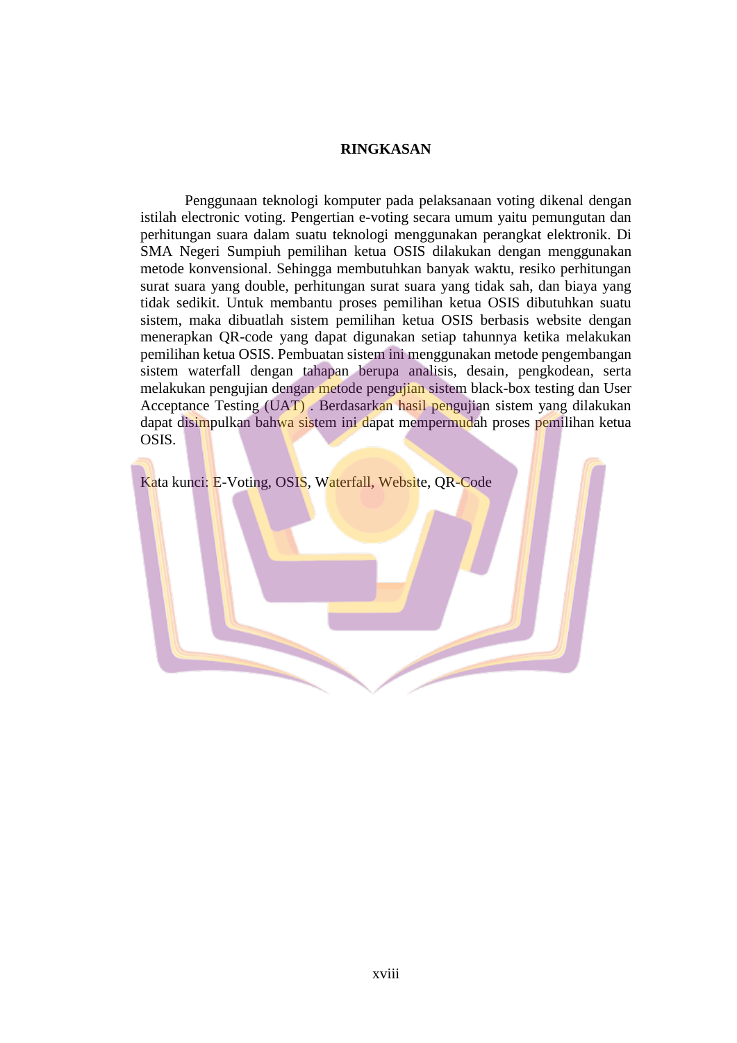# RINGKASAN

Penggunaan teknologi komputer pada pelaksanaan voting dikenal dengan istilah electronic voting. Pengertian e-voting secara umum yaitu pemungutan dan perhitungan suara dalam suatu teknologi menggunakan perangkat elektronik. Di SMA Negeri Sumpiuh pemilihan ketua OSIS dilakukan dengan menggunakan metode konvensional. Sehingga membutuhkan banyak waktu, resiko perhitungan surat suara yang double, perhitungan surat suara yang tidak sah, dan biaya yang tidak sedikit. Untuk membantu proses pemilihan ketua OSIS dibutuhkan suatu sistem, maka dibuatlah sistem pemilihan ketua OSIS berbasis website dengan menerapkan QR-code yang dapat digunakan setiap tahunnya ketika melakukan pemilihan ketua OSIS. Pembuatan sistem ini menggunakan metode pengembangan sistem waterfall dengan tahapan berupa analisis, desain, pengkodean, serta melakukan pengujian dengan metode pengujian sistem black-box testing dan User Acceptance Testing (UAT) . Berdasarkan hasil pengujian sistem yang dilakukan dapat disimpulkan bahwa sistem ini dapat mempermudah proses pemilihan ketua OSIS.

Kata kunci: E-Voting, OSIS, Waterfall, Website, QR-Code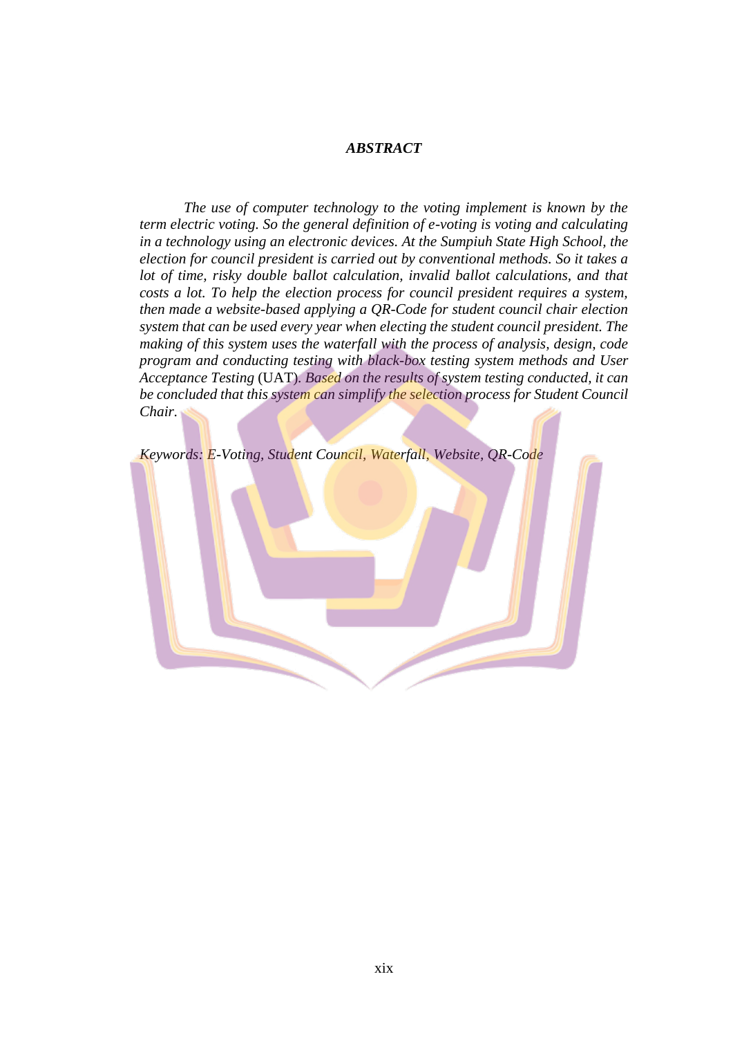# *ABSTRACT*

*The use of computer technology to the voting implement is known by the term electric voting. So the general definition of e-voting is voting and calculating in a technology using an electronic devices. At the Sumpiuh State High School, the election for council president is carried out by conventional methods. So it takes a lot of time, risky double ballot calculation, invalid ballot calculations, and that costs a lot. To help the election process for council president requires a system, then made a website-based applying a QR-Code for student council chair election system that can be used every year when electing the student council president. The making of this system uses the waterfall with the process of analysis, design, code program and conducting testing with black-box testing system methods and User Acceptance Testing* (UAT). *Based on the results of system testing conducted, it can be concluded that this system can simplify the selection process for Student Council Chair.*

*Keywords: E-Voting, Student Council, Waterfall, Website, QR-Code*